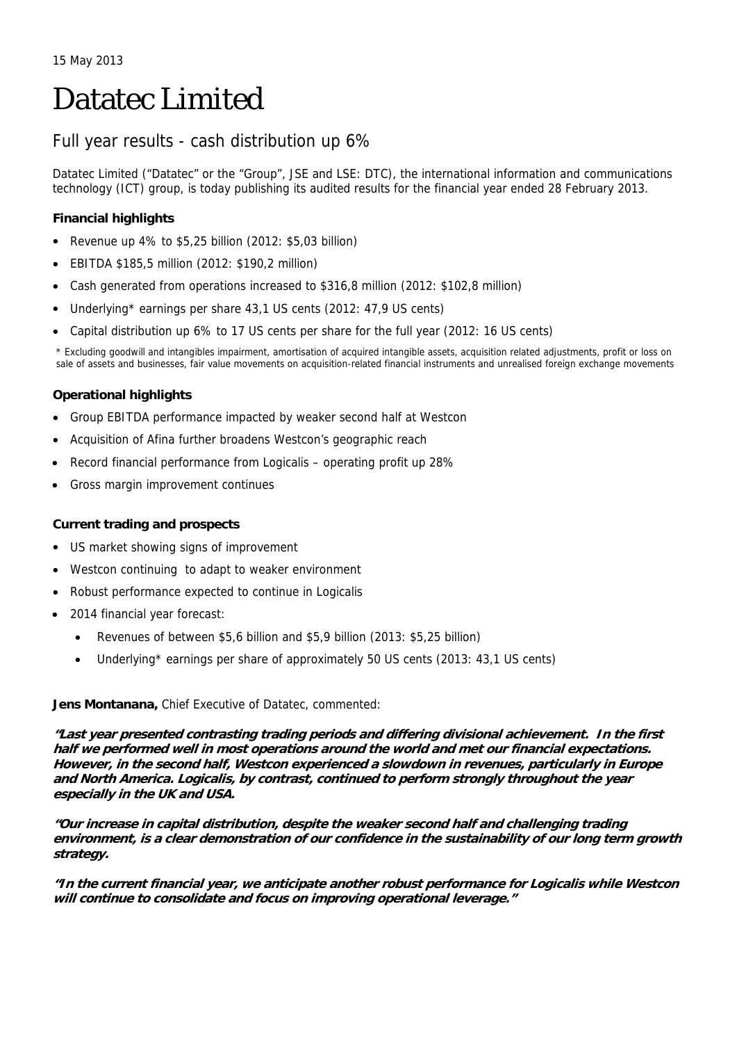15 May 2013

# Datatec Limited

## Full year results - cash distribution up 6%

Datatec Limited ("Datatec" or the "Group", JSE and LSE: DTC), the international information and communications technology (ICT) group, is today publishing its audited results for the financial year ended 28 February 2013.

### Financial highlights

- Revenue up 4% to $5,25 billion (2012: $5,03 billion)
- EBITDA $185,5 million (2012: $190,2 million)
- Cash generated from operations increased to $316,8 million (2012: $102,8 million)
- Underlying* earnings per share 43,1 US cents (2012: 47,9 US cents)
- Capital distribution up 6% to 17 US cents per share for the full year (2012: 16 US cents)

* Excluding goodwill and intangibles impairment, amortisation of acquired intangible assets, acquisition related adjustments, profit or loss on sale of assets and businesses, fair value movements on acquisition-related financial instruments and unrealised foreign exchange movements

### Operational highlights

- Group EBITDA performance impacted by weaker second half at Westcon
- Acquisition of Afina further broadens Westcon's geographic reach
- Record financial performance from Logicalis – operating profit up 28%
- Gross margin improvement continues

### Current trading and prospects

- US market showing signs of improvement
- Westcon continuing to adapt to weaker environment
- Robust performance expected to continue in Logicalis
- 2014 financial year forecast:
  - Revenues of between $5,6 billion and $5,9 billion (2013: $5,25 billion)
  - Underlying* earnings per share of approximately 50 US cents (2013: 43,1 US cents)

**Jens Montanana,** Chief Executive of Datatec, commented:

***"Last year presented contrasting trading periods and differing divisional achievement. In the first half we performed well in most operations around the world and met our financial expectations. However, in the second half, Westcon experienced a slowdown in revenues, particularly in Europe and North America. Logicalis, by contrast, continued to perform strongly throughout the year especially in the UK and USA.***

***"Our increase in capital distribution, despite the weaker second half and challenging trading environment, is a clear demonstration of our confidence in the sustainability of our long term growth strategy.***

***"In the current financial year, we anticipate another robust performance for Logicalis while Westcon will continue to consolidate and focus on improving operational leverage."***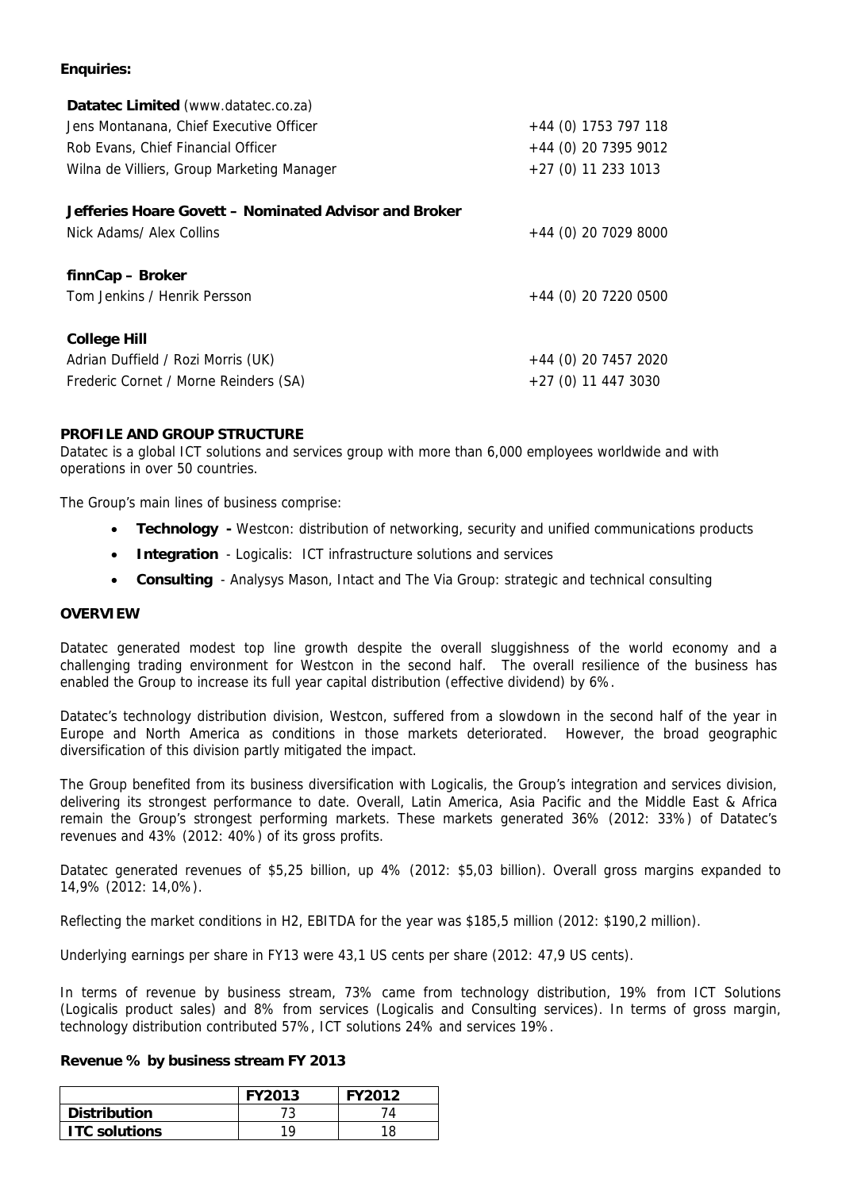**Enquiries:**

| | |
|---|---|
| **Datatec Limited** (www.datatec.co.za) | |
| Jens Montanana, Chief Executive Officer | +44 (0) 1753 797 118 |
| Rob Evans, Chief Financial Officer | +44 (0) 20 7395 9012 |
| Wilna de Villiers, Group Marketing Manager | +27 (0) 11 233 1013 |
| | |
| **Jefferies Hoare Govett – Nominated Advisor and Broker** | |
| Nick Adams/ Alex Collins | +44 (0) 20 7029 8000 |
| | |
| **finnCap – Broker** | |
| Tom Jenkins / Henrik Persson | +44 (0) 20 7220 0500 |
| | |
| **College Hill** | |
| Adrian Duffield / Rozi Morris (UK) | +44 (0) 20 7457 2020 |
| Frederic Cornet / Morne Reinders (SA) | +27 (0) 11 447 3030 |

**PROFILE AND GROUP STRUCTURE**

Datatec is a global ICT solutions and services group with more than 6,000 employees worldwide and with operations in over 50 countries.

The Group's main lines of business comprise:

- **Technology -** Westcon: distribution of networking, security and unified communications products
- **Integration** - Logicalis: ICT infrastructure solutions and services
- **Consulting** - Analysys Mason, Intact and The Via Group: strategic and technical consulting

**OVERVIEW**

Datatec generated modest top line growth despite the overall sluggishness of the world economy and a challenging trading environment for Westcon in the second half. The overall resilience of the business has enabled the Group to increase its full year capital distribution (effective dividend) by 6%.

Datatec's technology distribution division, Westcon, suffered from a slowdown in the second half of the year in Europe and North America as conditions in those markets deteriorated. However, the broad geographic diversification of this division partly mitigated the impact.

The Group benefited from its business diversification with Logicalis, the Group's integration and services division, delivering its strongest performance to date. Overall, Latin America, Asia Pacific and the Middle East & Africa remain the Group's strongest performing markets. These markets generated 36% (2012: 33%) of Datatec's revenues and 43% (2012: 40%) of its gross profits.

Datatec generated revenues of $5,25 billion, up 4% (2012: $5,03 billion). Overall gross margins expanded to 14,9% (2012: 14,0%).

Reflecting the market conditions in H2, EBITDA for the year was $185,5 million (2012: $190,2 million).

Underlying earnings per share in FY13 were 43,1 US cents per share (2012: 47,9 US cents).

In terms of revenue by business stream, 73% came from technology distribution, 19% from ICT Solutions (Logicalis product sales) and 8% from services (Logicalis and Consulting services). In terms of gross margin, technology distribution contributed 57%, ICT solutions 24% and services 19%.

**Revenue % by business stream FY 2013**

| | FY2013 | FY2012 |
|---|---|---|
| **Distribution** | 73 | 74 |
| **ITC solutions** | 19 | 18 |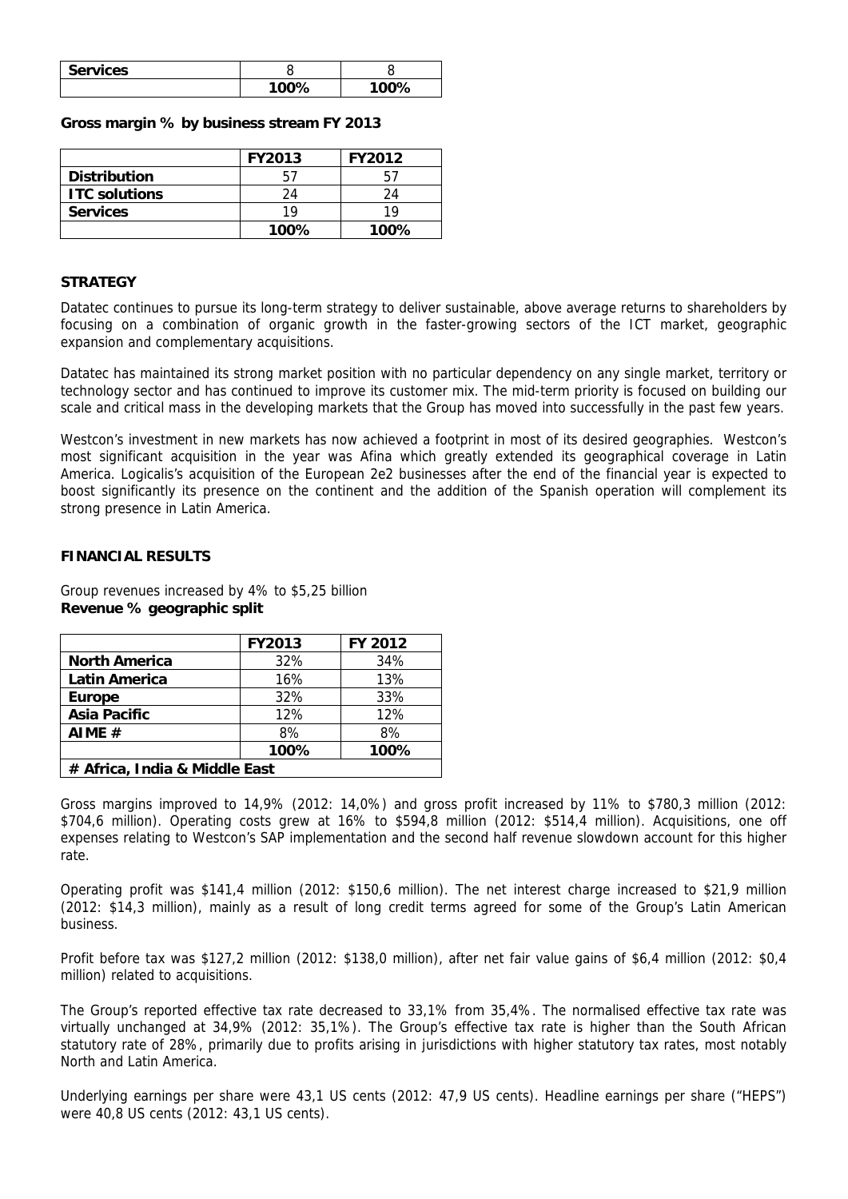| Services | 8 | 8 |
|---|---|---|
| | **100%** | **100%** |

**Gross margin % by business stream FY 2013**

| | FY2013 | FY2012 |
|---|---|---|
| **Distribution** | 57 | 57 |
| **ITC solutions** | 24 | 24 |
| **Services** | 19 | 19 |
| | **100%** | **100%** |

## STRATEGY

Datatec continues to pursue its long-term strategy to deliver sustainable, above average returns to shareholders by focusing on a combination of organic growth in the faster-growing sectors of the ICT market, geographic expansion and complementary acquisitions.

Datatec has maintained its strong market position with no particular dependency on any single market, territory or technology sector and has continued to improve its customer mix. The mid-term priority is focused on building our scale and critical mass in the developing markets that the Group has moved into successfully in the past few years.

Westcon's investment in new markets has now achieved a footprint in most of its desired geographies. Westcon's most significant acquisition in the year was Afina which greatly extended its geographical coverage in Latin America. Logicalis's acquisition of the European 2e2 businesses after the end of the financial year is expected to boost significantly its presence on the continent and the addition of the Spanish operation will complement its strong presence in Latin America.

## FINANCIAL RESULTS

Group revenues increased by 4% to $5,25 billion

**Revenue % geographic split**

| | FY2013 | FY 2012 |
|---|---|---|
| **North America** | 32% | 34% |
| **Latin America** | 16% | 13% |
| **Europe** | 32% | 33% |
| **Asia Pacific** | 12% | 12% |
| **AIME #** | 8% | 8% |
| | **100%** | **100%** |
| **# Africa, India & Middle East** | | |

Gross margins improved to 14,9% (2012: 14,0%) and gross profit increased by 11% to $780,3 million (2012: $704,6 million). Operating costs grew at 16% to $594,8 million (2012: $514,4 million). Acquisitions, one off expenses relating to Westcon's SAP implementation and the second half revenue slowdown account for this higher rate.

Operating profit was $141,4 million (2012: $150,6 million). The net interest charge increased to $21,9 million (2012: $14,3 million), mainly as a result of long credit terms agreed for some of the Group's Latin American business.

Profit before tax was $127,2 million (2012: $138,0 million), after net fair value gains of $6,4 million (2012: $0,4 million) related to acquisitions.

The Group's reported effective tax rate decreased to 33,1% from 35,4%. The normalised effective tax rate was virtually unchanged at 34,9% (2012: 35,1%). The Group's effective tax rate is higher than the South African statutory rate of 28%, primarily due to profits arising in jurisdictions with higher statutory tax rates, most notably North and Latin America.

Underlying earnings per share were 43,1 US cents (2012: 47,9 US cents). Headline earnings per share ("HEPS") were 40,8 US cents (2012: 43,1 US cents).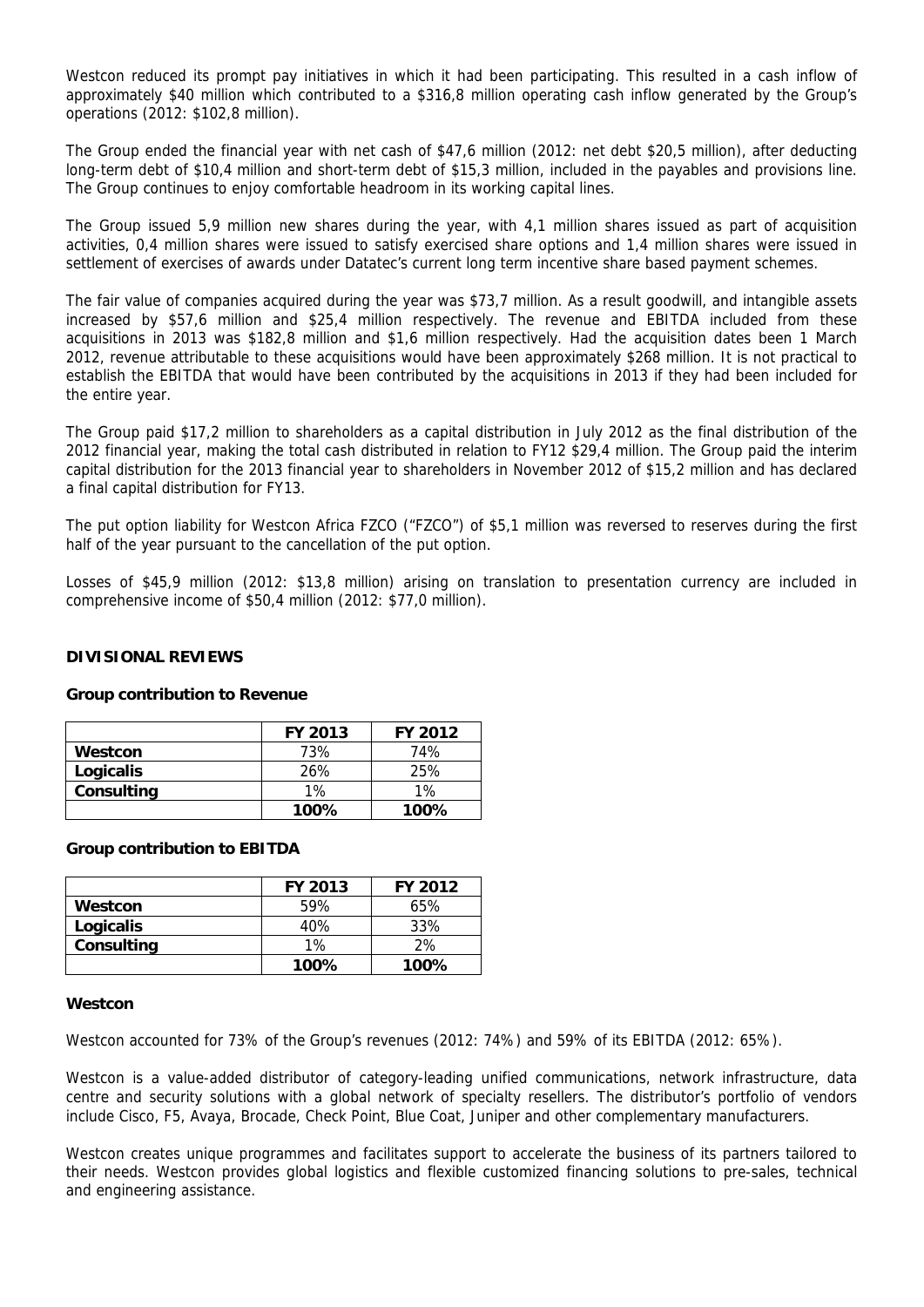Westcon reduced its prompt pay initiatives in which it had been participating. This resulted in a cash inflow of approximately $40 million which contributed to a $316,8 million operating cash inflow generated by the Group's operations (2012: $102,8 million).

The Group ended the financial year with net cash of $47,6 million (2012: net debt $20,5 million), after deducting long-term debt of $10,4 million and short-term debt of $15,3 million, included in the payables and provisions line. The Group continues to enjoy comfortable headroom in its working capital lines.

The Group issued 5,9 million new shares during the year, with 4,1 million shares issued as part of acquisition activities, 0,4 million shares were issued to satisfy exercised share options and 1,4 million shares were issued in settlement of exercises of awards under Datatec's current long term incentive share based payment schemes.

The fair value of companies acquired during the year was $73,7 million. As a result goodwill, and intangible assets increased by $57,6 million and $25,4 million respectively. The revenue and EBITDA included from these acquisitions in 2013 was $182,8 million and $1,6 million respectively. Had the acquisition dates been 1 March 2012, revenue attributable to these acquisitions would have been approximately $268 million. It is not practical to establish the EBITDA that would have been contributed by the acquisitions in 2013 if they had been included for the entire year.

The Group paid $17,2 million to shareholders as a capital distribution in July 2012 as the final distribution of the 2012 financial year, making the total cash distributed in relation to FY12 $29,4 million. The Group paid the interim capital distribution for the 2013 financial year to shareholders in November 2012 of $15,2 million and has declared a final capital distribution for FY13.

The put option liability for Westcon Africa FZCO ("FZCO") of $5,1 million was reversed to reserves during the first half of the year pursuant to the cancellation of the put option.

Losses of $45,9 million (2012: $13,8 million) arising on translation to presentation currency are included in comprehensive income of $50,4 million (2012: $77,0 million).

## DIVISIONAL REVIEWS

### Group contribution to Revenue

| | FY 2013 | FY 2012 |
|---|---|---|
| **Westcon** | 73% | 74% |
| **Logicalis** | 26% | 25% |
| **Consulting** | 1% | 1% |
| | **100%** | **100%** |

### Group contribution to EBITDA

| | FY 2013 | FY 2012 |
|---|---|---|
| **Westcon** | 59% | 65% |
| **Logicalis** | 40% | 33% |
| **Consulting** | 1% | 2% |
| | **100%** | **100%** |

### Westcon

Westcon accounted for 73% of the Group's revenues (2012: 74%) and 59% of its EBITDA (2012: 65%).

Westcon is a value-added distributor of category-leading unified communications, network infrastructure, data centre and security solutions with a global network of specialty resellers. The distributor's portfolio of vendors include Cisco, F5, Avaya, Brocade, Check Point, Blue Coat, Juniper and other complementary manufacturers.

Westcon creates unique programmes and facilitates support to accelerate the business of its partners tailored to their needs. Westcon provides global logistics and flexible customized financing solutions to pre-sales, technical and engineering assistance.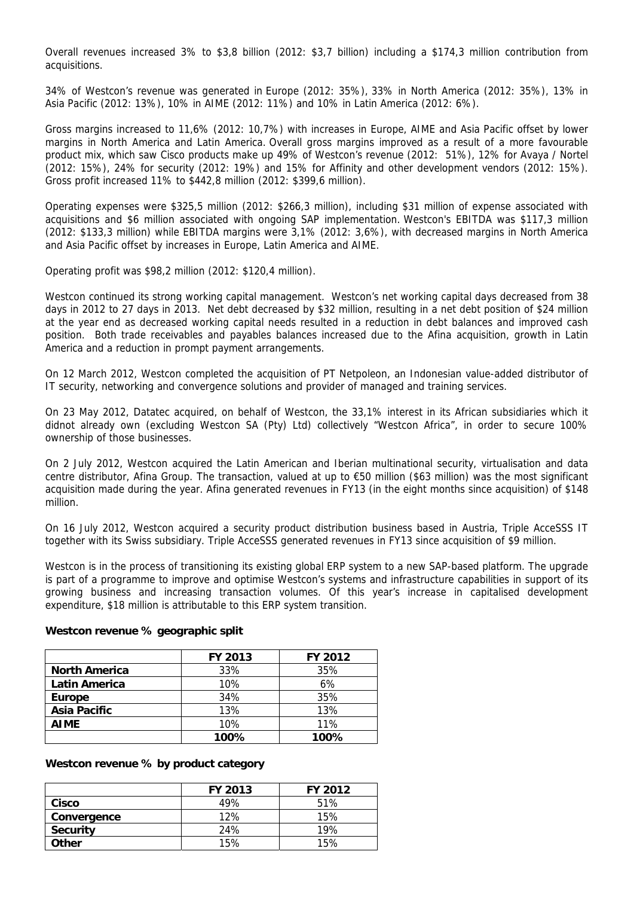Overall revenues increased 3% to $3,8 billion (2012: $3,7 billion) including a $174,3 million contribution from acquisitions.

34% of Westcon's revenue was generated in Europe (2012: 35%), 33% in North America (2012: 35%), 13% in Asia Pacific (2012: 13%), 10% in AIME (2012: 11%) and 10% in Latin America (2012: 6%).

Gross margins increased to 11,6% (2012: 10,7%) with increases in Europe, AIME and Asia Pacific offset by lower margins in North America and Latin America. Overall gross margins improved as a result of a more favourable product mix, which saw Cisco products make up 49% of Westcon's revenue (2012: 51%), 12% for Avaya / Nortel (2012: 15%), 24% for security (2012: 19%) and 15% for Affinity and other development vendors (2012: 15%). Gross profit increased 11% to $442,8 million (2012: $399,6 million).

Operating expenses were $325,5 million (2012: $266,3 million), including $31 million of expense associated with acquisitions and $6 million associated with ongoing SAP implementation. Westcon's EBITDA was $117,3 million (2012: $133,3 million) while EBITDA margins were 3,1% (2012: 3,6%), with decreased margins in North America and Asia Pacific offset by increases in Europe, Latin America and AIME.

Operating profit was $98,2 million (2012: $120,4 million).

Westcon continued its strong working capital management. Westcon's net working capital days decreased from 38 days in 2012 to 27 days in 2013. Net debt decreased by $32 million, resulting in a net debt position of $24 million at the year end as decreased working capital needs resulted in a reduction in debt balances and improved cash position. Both trade receivables and payables balances increased due to the Afina acquisition, growth in Latin America and a reduction in prompt payment arrangements.

On 12 March 2012, Westcon completed the acquisition of PT Netpoleon, an Indonesian value-added distributor of IT security, networking and convergence solutions and provider of managed and training services.

On 23 May 2012, Datatec acquired, on behalf of Westcon, the 33,1% interest in its African subsidiaries which it didnot already own (excluding Westcon SA (Pty) Ltd) collectively "Westcon Africa", in order to secure 100% ownership of those businesses.

On 2 July 2012, Westcon acquired the Latin American and Iberian multinational security, virtualisation and data centre distributor, Afina Group. The transaction, valued at up to €50 million ($63 million) was the most significant acquisition made during the year. Afina generated revenues in FY13 (in the eight months since acquisition) of $148 million.

On 16 July 2012, Westcon acquired a security product distribution business based in Austria, Triple AcceSSS IT together with its Swiss subsidiary. Triple AcceSSS generated revenues in FY13 since acquisition of $9 million.

Westcon is in the process of transitioning its existing global ERP system to a new SAP-based platform. The upgrade is part of a programme to improve and optimise Westcon's systems and infrastructure capabilities in support of its growing business and increasing transaction volumes. Of this year's increase in capitalised development expenditure, $18 million is attributable to this ERP system transition.

**Westcon revenue % geographic split**

| | FY 2013 | FY 2012 |
|---|---|---|
| **North America** | 33% | 35% |
| **Latin America** | 10% | 6% |
| **Europe** | 34% | 35% |
| **Asia Pacific** | 13% | 13% |
| **AIME** | 10% | 11% |
| | **100%** | **100%** |

**Westcon revenue % by product category**

| | FY 2013 | FY 2012 |
|---|---|---|
| **Cisco** | 49% | 51% |
| **Convergence** | 12% | 15% |
| **Security** | 24% | 19% |
| **Other** | 15% | 15% |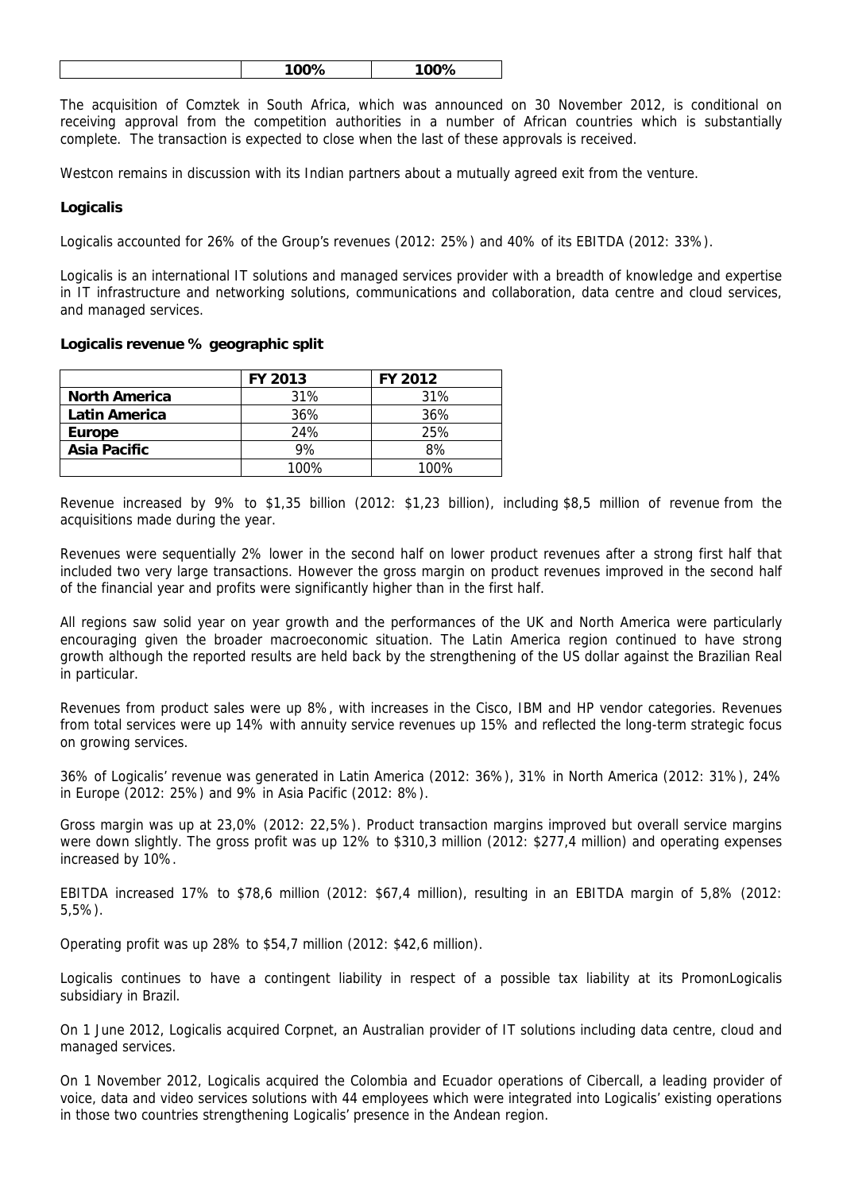| | 100% | 100% |
|---|---|---|

The acquisition of Comztek in South Africa, which was announced on 30 November 2012, is conditional on receiving approval from the competition authorities in a number of African countries which is substantially complete. The transaction is expected to close when the last of these approvals is received.

Westcon remains in discussion with its Indian partners about a mutually agreed exit from the venture.

**Logicalis**

Logicalis accounted for 26% of the Group's revenues (2012: 25%) and 40% of its EBITDA (2012: 33%).

Logicalis is an international IT solutions and managed services provider with a breadth of knowledge and expertise in IT infrastructure and networking solutions, communications and collaboration, data centre and cloud services, and managed services.

**Logicalis revenue % geographic split**

| | FY 2013 | FY 2012 |
|---|---|---|
| **North America** | 31% | 31% |
| **Latin America** | 36% | 36% |
| **Europe** | 24% | 25% |
| **Asia Pacific** | 9% | 8% |
| | 100% | 100% |

Revenue increased by 9% to $1,35 billion (2012: $1,23 billion), including $8,5 million of revenue from the acquisitions made during the year.

Revenues were sequentially 2% lower in the second half on lower product revenues after a strong first half that included two very large transactions. However the gross margin on product revenues improved in the second half of the financial year and profits were significantly higher than in the first half.

All regions saw solid year on year growth and the performances of the UK and North America were particularly encouraging given the broader macroeconomic situation. The Latin America region continued to have strong growth although the reported results are held back by the strengthening of the US dollar against the Brazilian Real in particular.

Revenues from product sales were up 8%, with increases in the Cisco, IBM and HP vendor categories. Revenues from total services were up 14% with annuity service revenues up 15% and reflected the long-term strategic focus on growing services.

36% of Logicalis' revenue was generated in Latin America (2012: 36%), 31% in North America (2012: 31%), 24% in Europe (2012: 25%) and 9% in Asia Pacific (2012: 8%).

Gross margin was up at 23,0% (2012: 22,5%). Product transaction margins improved but overall service margins were down slightly. The gross profit was up 12% to $310,3 million (2012: $277,4 million) and operating expenses increased by 10%.

EBITDA increased 17% to $78,6 million (2012: $67,4 million), resulting in an EBITDA margin of 5,8% (2012: 5,5%).

Operating profit was up 28% to $54,7 million (2012: $42,6 million).

Logicalis continues to have a contingent liability in respect of a possible tax liability at its PromonLogicalis subsidiary in Brazil.

On 1 June 2012, Logicalis acquired Corpnet, an Australian provider of IT solutions including data centre, cloud and managed services.

On 1 November 2012, Logicalis acquired the Colombia and Ecuador operations of Cibercall, a leading provider of voice, data and video services solutions with 44 employees which were integrated into Logicalis' existing operations in those two countries strengthening Logicalis' presence in the Andean region.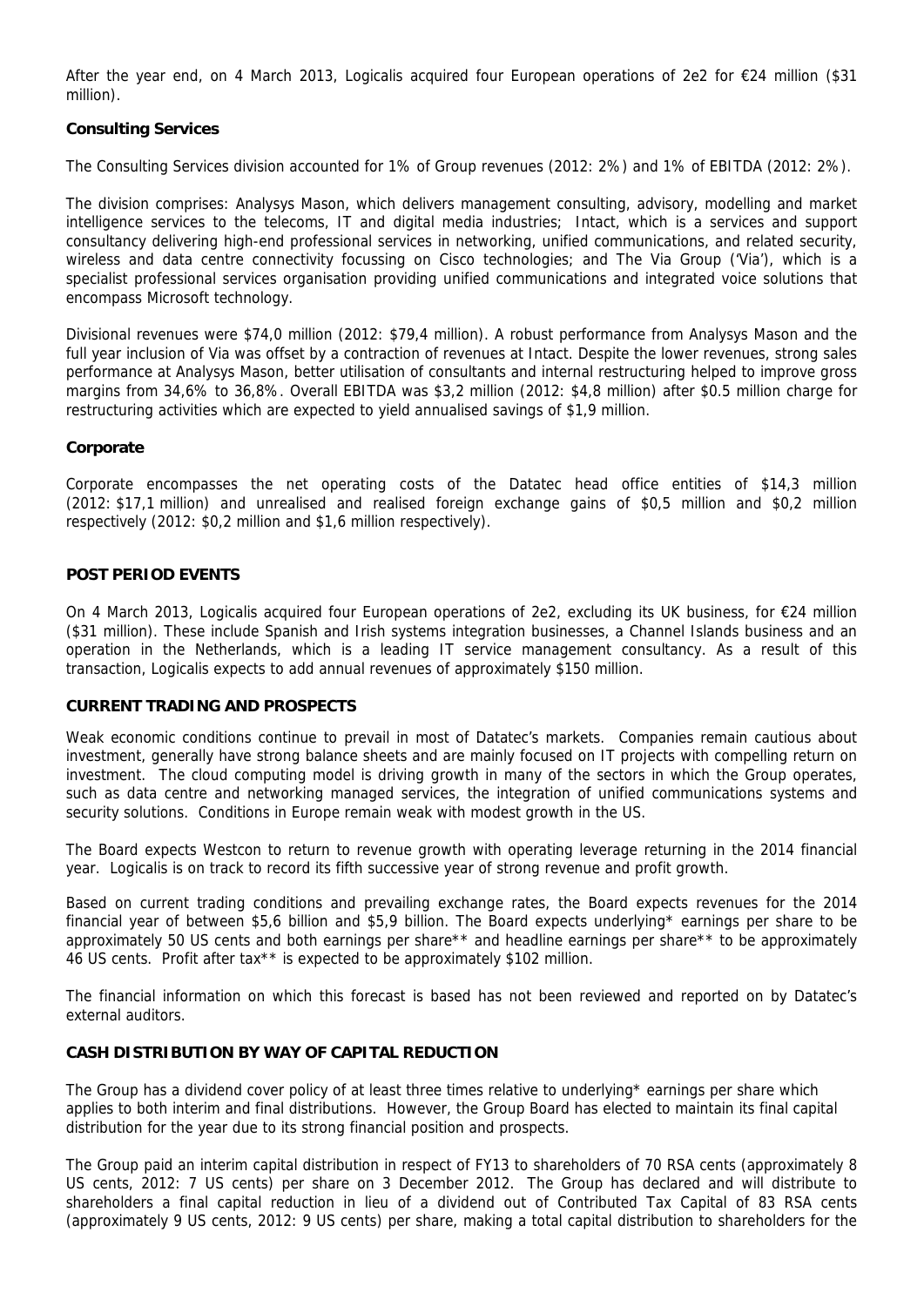After the year end, on 4 March 2013, Logicalis acquired four European operations of 2e2 for €24 million ($31 million).

**Consulting Services**

The Consulting Services division accounted for 1% of Group revenues (2012: 2%) and 1% of EBITDA (2012: 2%).

The division comprises: Analysys Mason, which delivers management consulting, advisory, modelling and market intelligence services to the telecoms, IT and digital media industries; Intact, which is a services and support consultancy delivering high-end professional services in networking, unified communications, and related security, wireless and data centre connectivity focussing on Cisco technologies; and The Via Group ('Via'), which is a specialist professional services organisation providing unified communications and integrated voice solutions that encompass Microsoft technology.

Divisional revenues were $74,0 million (2012: $79,4 million). A robust performance from Analysys Mason and the full year inclusion of Via was offset by a contraction of revenues at Intact. Despite the lower revenues, strong sales performance at Analysys Mason, better utilisation of consultants and internal restructuring helped to improve gross margins from 34,6% to 36,8%. Overall EBITDA was $3,2 million (2012: $4,8 million) after $0.5 million charge for restructuring activities which are expected to yield annualised savings of $1,9 million.

**Corporate**

Corporate encompasses the net operating costs of the Datatec head office entities of $14,3 million (2012: $17,1 million) and unrealised and realised foreign exchange gains of $0,5 million and $0,2 million respectively (2012: $0,2 million and $1,6 million respectively).

**POST PERIOD EVENTS**

On 4 March 2013, Logicalis acquired four European operations of 2e2, excluding its UK business, for €24 million ($31 million). These include Spanish and Irish systems integration businesses, a Channel Islands business and an operation in the Netherlands, which is a leading IT service management consultancy. As a result of this transaction, Logicalis expects to add annual revenues of approximately $150 million.

**CURRENT TRADING AND PROSPECTS**

Weak economic conditions continue to prevail in most of Datatec's markets. Companies remain cautious about investment, generally have strong balance sheets and are mainly focused on IT projects with compelling return on investment. The cloud computing model is driving growth in many of the sectors in which the Group operates, such as data centre and networking managed services, the integration of unified communications systems and security solutions. Conditions in Europe remain weak with modest growth in the US.

The Board expects Westcon to return to revenue growth with operating leverage returning in the 2014 financial year. Logicalis is on track to record its fifth successive year of strong revenue and profit growth.

Based on current trading conditions and prevailing exchange rates, the Board expects revenues for the 2014 financial year of between $5,6 billion and $5,9 billion. The Board expects underlying* earnings per share to be approximately 50 US cents and both earnings per share** and headline earnings per share** to be approximately 46 US cents. Profit after tax** is expected to be approximately $102 million.

The financial information on which this forecast is based has not been reviewed and reported on by Datatec's external auditors.

**CASH DISTRIBUTION BY WAY OF CAPITAL REDUCTION**

The Group has a dividend cover policy of at least three times relative to underlying* earnings per share which applies to both interim and final distributions. However, the Group Board has elected to maintain its final capital distribution for the year due to its strong financial position and prospects.

The Group paid an interim capital distribution in respect of FY13 to shareholders of 70 RSA cents (approximately 8 US cents, 2012: 7 US cents) per share on 3 December 2012. The Group has declared and will distribute to shareholders a final capital reduction in lieu of a dividend out of Contributed Tax Capital of 83 RSA cents (approximately 9 US cents, 2012: 9 US cents) per share, making a total capital distribution to shareholders for the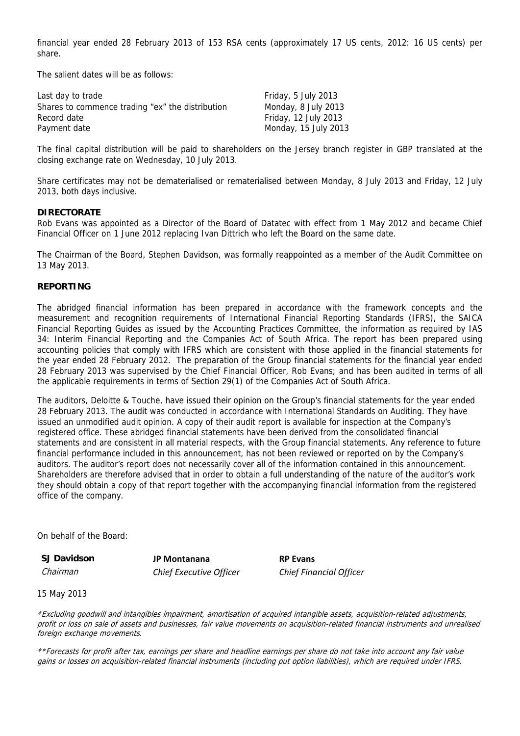financial year ended 28 February 2013 of 153 RSA cents (approximately 17 US cents, 2012: 16 US cents) per share.

The salient dates will be as follows:

| | |
|---|---|
| Last day to trade | Friday, 5 July 2013 |
| Shares to commence trading "ex" the distribution | Monday, 8 July 2013 |
| Record date | Friday, 12 July 2013 |
| Payment date | Monday, 15 July 2013 |

The final capital distribution will be paid to shareholders on the Jersey branch register in GBP translated at the closing exchange rate on Wednesday, 10 July 2013.

Share certificates may not be dematerialised or rematerialised between Monday, 8 July 2013 and Friday, 12 July 2013, both days inclusive.

**DIRECTORATE**

Rob Evans was appointed as a Director of the Board of Datatec with effect from 1 May 2012 and became Chief Financial Officer on 1 June 2012 replacing Ivan Dittrich who left the Board on the same date.

The Chairman of the Board, Stephen Davidson, was formally reappointed as a member of the Audit Committee on 13 May 2013.

**REPORTING**

The abridged financial information has been prepared in accordance with the framework concepts and the measurement and recognition requirements of International Financial Reporting Standards (IFRS), the SAICA Financial Reporting Guides as issued by the Accounting Practices Committee, the information as required by IAS 34: Interim Financial Reporting and the Companies Act of South Africa. The report has been prepared using accounting policies that comply with IFRS which are consistent with those applied in the financial statements for the year ended 28 February 2012. The preparation of the Group financial statements for the financial year ended 28 February 2013 was supervised by the Chief Financial Officer, Rob Evans; and has been audited in terms of all the applicable requirements in terms of Section 29(1) of the Companies Act of South Africa.

The auditors, Deloitte & Touche, have issued their opinion on the Group's financial statements for the year ended 28 February 2013. The audit was conducted in accordance with International Standards on Auditing. They have issued an unmodified audit opinion. A copy of their audit report is available for inspection at the Company's registered office. These abridged financial statements have been derived from the consolidated financial statements and are consistent in all material respects, with the Group financial statements. Any reference to future financial performance included in this announcement, has not been reviewed or reported on by the Company's auditors. The auditor's report does not necessarily cover all of the information contained in this announcement. Shareholders are therefore advised that in order to obtain a full understanding of the nature of the auditor's work they should obtain a copy of that report together with the accompanying financial information from the registered office of the company.

On behalf of the Board:

| **SJ Davidson** | **JP Montanana** | **RP Evans** |
|---|---|---|
| *Chairman* | *Chief Executive Officer* | *Chief Financial Officer* |

15 May 2013

*\*Excluding goodwill and intangibles impairment, amortisation of acquired intangible assets, acquisition-related adjustments, profit or loss on sale of assets and businesses, fair value movements on acquisition-related financial instruments and unrealised foreign exchange movements.*

*\*\*Forecasts for profit after tax, earnings per share and headline earnings per share do not take into account any fair value gains or losses on acquisition-related financial instruments (including put option liabilities), which are required under IFRS.*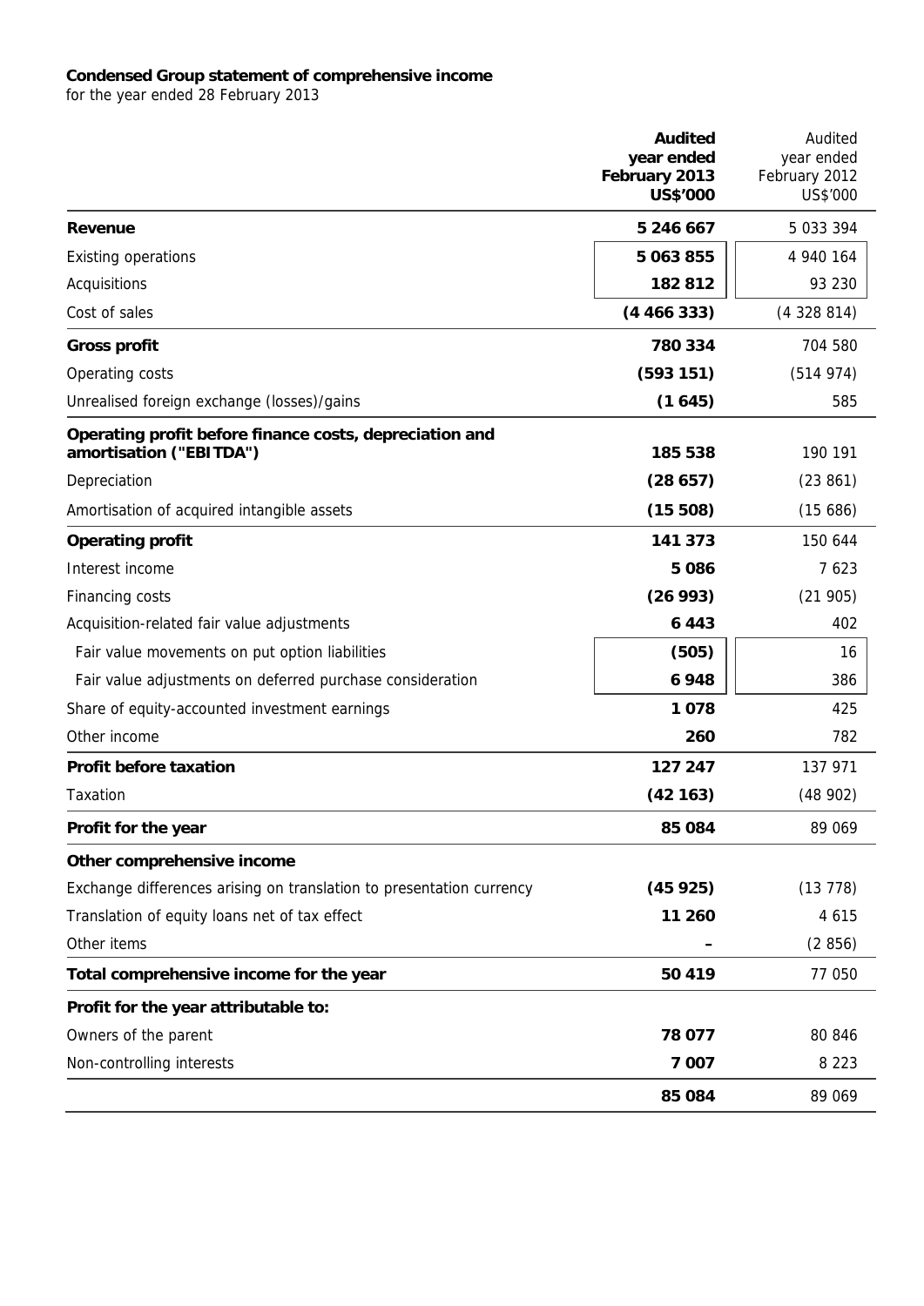**Condensed Group statement of comprehensive income**
for the year ended 28 February 2013

| | **Audited year ended February 2013 US$'000** | Audited year ended February 2012 US$'000 |
|---|---|---|
| **Revenue** | **5 246 667** | 5 033 394 |
| Existing operations | **5 063 855** | 4 940 164 |
| Acquisitions | **182 812** | 93 230 |
| Cost of sales | **(4 466 333)** | (4 328 814) |
| **Gross profit** | **780 334** | 704 580 |
| Operating costs | **(593 151)** | (514 974) |
| Unrealised foreign exchange (losses)/gains | **(1 645)** | 585 |
| **Operating profit before finance costs, depreciation and amortisation ("EBITDA")** | **185 538** | 190 191 |
| Depreciation | **(28 657)** | (23 861) |
| Amortisation of acquired intangible assets | **(15 508)** | (15 686) |
| **Operating profit** | **141 373** | 150 644 |
| Interest income | **5 086** | 7 623 |
| Financing costs | **(26 993)** | (21 905) |
| Acquisition-related fair value adjustments | **6 443** | 402 |
| Fair value movements on put option liabilities | **(505)** | 16 |
| Fair value adjustments on deferred purchase consideration | **6 948** | 386 |
| Share of equity-accounted investment earnings | **1 078** | 425 |
| Other income | **260** | 782 |
| **Profit before taxation** | **127 247** | 137 971 |
| Taxation | **(42 163)** | (48 902) |
| **Profit for the year** | **85 084** | 89 069 |
| **Other comprehensive income** | | |
| Exchange differences arising on translation to presentation currency | **(45 925)** | (13 778) |
| Translation of equity loans net of tax effect | **11 260** | 4 615 |
| Other items | **–** | (2 856) |
| **Total comprehensive income for the year** | **50 419** | 77 050 |
| **Profit for the year attributable to:** | | |
| Owners of the parent | **78 077** | 80 846 |
| Non-controlling interests | **7 007** | 8 223 |
| | **85 084** | 89 069 |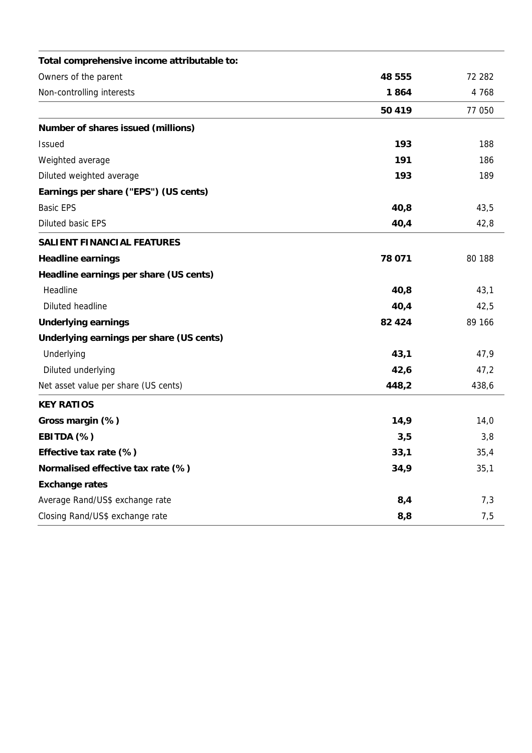| | | |
|---|---|---|
| **Total comprehensive income attributable to:** | | |
| Owners of the parent | **48 555** | 72 282 |
| Non-controlling interests | **1 864** | 4 768 |
| | **50 419** | 77 050 |
| **Number of shares issued (millions)** | | |
| Issued | **193** | 188 |
| Weighted average | **191** | 186 |
| Diluted weighted average | **193** | 189 |
| **Earnings per share ("EPS") (US cents)** | | |
| Basic EPS | **40,8** | 43,5 |
| Diluted basic EPS | **40,4** | 42,8 |
| **SALIENT FINANCIAL FEATURES** | | |
| **Headline earnings** | **78 071** | 80 188 |
| **Headline earnings per share (US cents)** | | |
| Headline | **40,8** | 43,1 |
| Diluted headline | **40,4** | 42,5 |
| **Underlying earnings** | **82 424** | 89 166 |
| **Underlying earnings per share (US cents)** | | |
| Underlying | **43,1** | 47,9 |
| Diluted underlying | **42,6** | 47,2 |
| Net asset value per share (US cents) | **448,2** | 438,6 |
| **KEY RATIOS** | | |
| **Gross margin (%)** | **14,9** | 14,0 |
| **EBITDA (%)** | **3,5** | 3,8 |
| **Effective tax rate (%)** | **33,1** | 35,4 |
| **Normalised effective tax rate (%)** | **34,9** | 35,1 |
| **Exchange rates** | | |
| Average Rand/US$ exchange rate | **8,4** | 7,3 |
| Closing Rand/US$ exchange rate | **8,8** | 7,5 |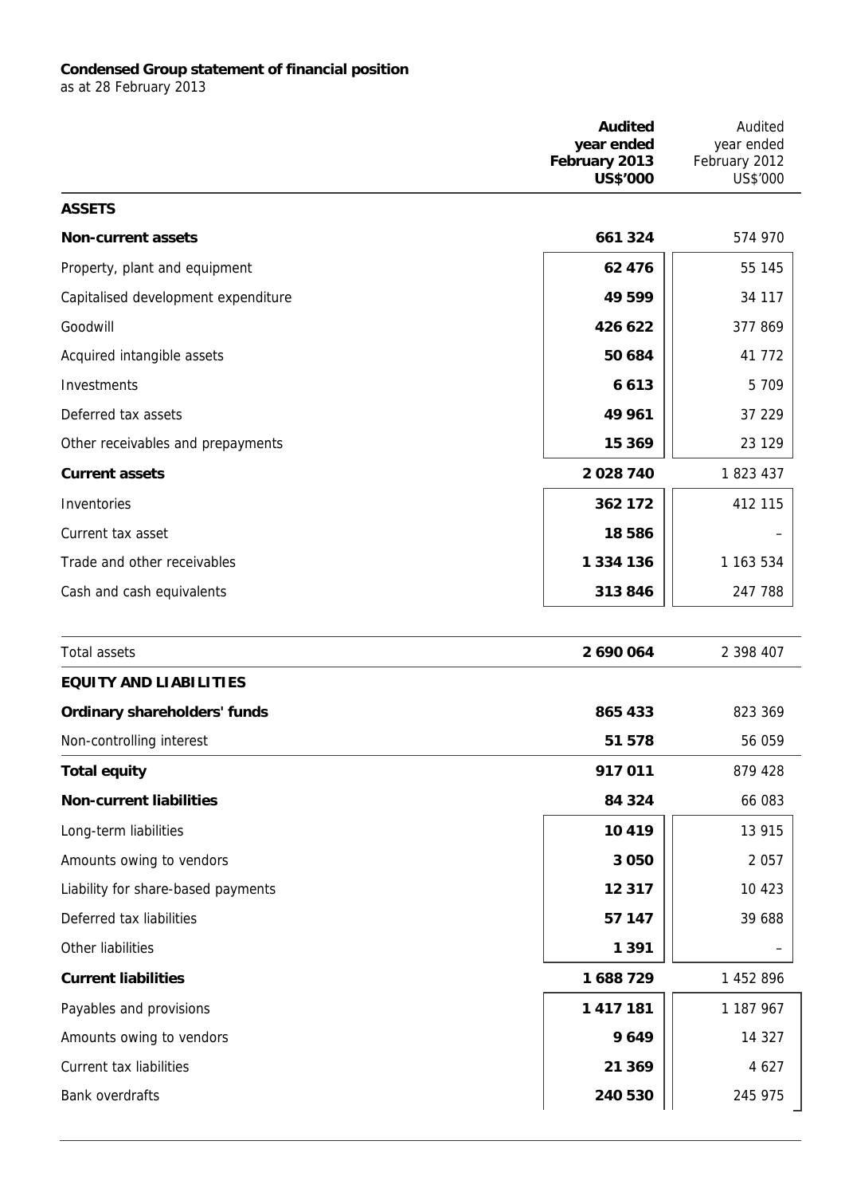**Condensed Group statement of financial position**
as at 28 February 2013

| | **Audited year ended February 2013 US$'000** | Audited year ended February 2012 US$'000 |
|---|---|---|
| **ASSETS** | | |
| **Non-current assets** | **661 324** | 574 970 |
| Property, plant and equipment | **62 476** | 55 145 |
| Capitalised development expenditure | **49 599** | 34 117 |
| Goodwill | **426 622** | 377 869 |
| Acquired intangible assets | **50 684** | 41 772 |
| Investments | **6 613** | 5 709 |
| Deferred tax assets | **49 961** | 37 229 |
| Other receivables and prepayments | **15 369** | 23 129 |
| **Current assets** | **2 028 740** | 1 823 437 |
| Inventories | **362 172** | 412 115 |
| Current tax asset | **18 586** | – |
| Trade and other receivables | **1 334 136** | 1 163 534 |
| Cash and cash equivalents | **313 846** | 247 788 |
| Total assets | **2 690 064** | 2 398 407 |
| **EQUITY AND LIABILITIES** | | |
| **Ordinary shareholders' funds** | **865 433** | 823 369 |
| Non-controlling interest | **51 578** | 56 059 |
| **Total equity** | **917 011** | 879 428 |
| **Non-current liabilities** | **84 324** | 66 083 |
| Long-term liabilities | **10 419** | 13 915 |
| Amounts owing to vendors | **3 050** | 2 057 |
| Liability for share-based payments | **12 317** | 10 423 |
| Deferred tax liabilities | **57 147** | 39 688 |
| Other liabilities | **1 391** | – |
| **Current liabilities** | **1 688 729** | 1 452 896 |
| Payables and provisions | **1 417 181** | 1 187 967 |
| Amounts owing to vendors | **9 649** | 14 327 |
| Current tax liabilities | **21 369** | 4 627 |
| Bank overdrafts | **240 530** | 245 975 |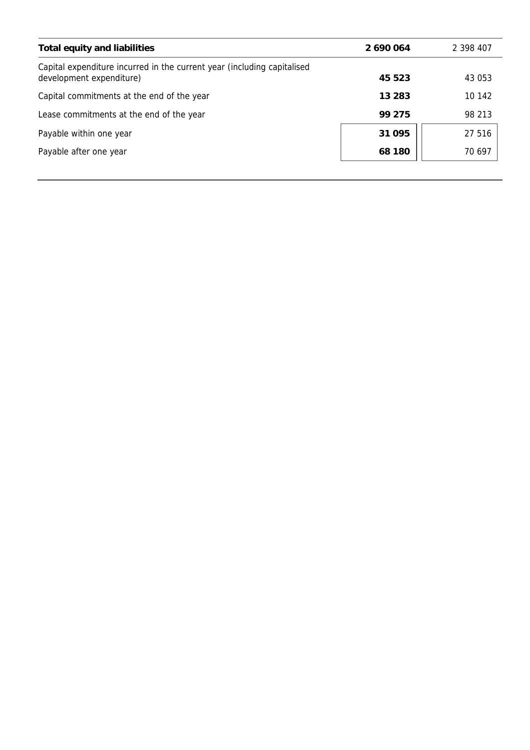| | | |
|---|---|---|
| **Total equity and liabilities** | **2 690 064** | 2 398 407 |
| Capital expenditure incurred in the current year (including capitalised development expenditure) | **45 523** | 43 053 |
| Capital commitments at the end of the year | **13 283** | 10 142 |
| Lease commitments at the end of the year | **99 275** | 98 213 |
| Payable within one year | **31 095** | 27 516 |
| Payable after one year | **68 180** | 70 697 |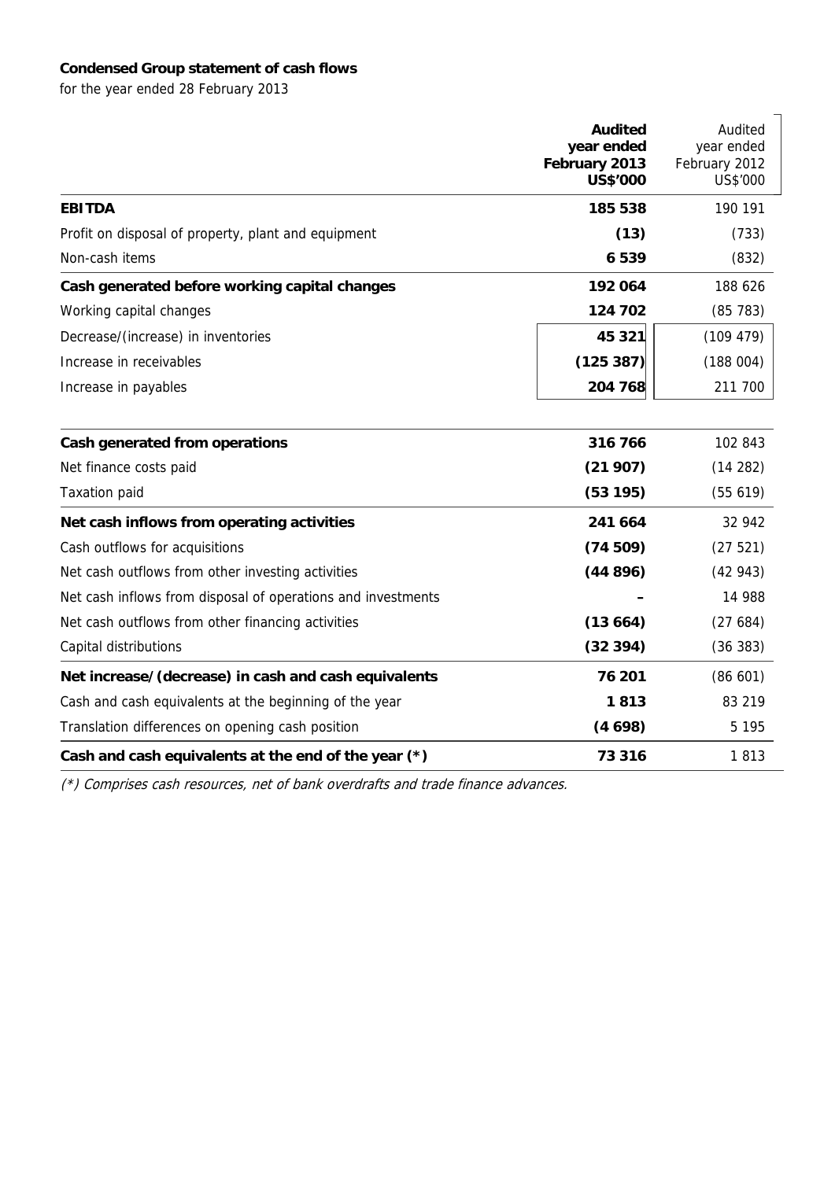**Condensed Group statement of cash flows**

for the year ended 28 February 2013

| | **Audited year ended February 2013 US$'000** | Audited year ended February 2012 US$'000 |
|---|---|---|
| **EBITDA** | **185 538** | 190 191 |
| Profit on disposal of property, plant and equipment | **(13)** | (733) |
| Non-cash items | **6 539** | (832) |
| **Cash generated before working capital changes** | **192 064** | 188 626 |
| Working capital changes | **124 702** | (85 783) |
| Decrease/(increase) in inventories | **45 321** | (109 479) |
| Increase in receivables | **(125 387)** | (188 004) |
| Increase in payables | **204 768** | 211 700 |
| **Cash generated from operations** | **316 766** | 102 843 |
| Net finance costs paid | **(21 907)** | (14 282) |
| Taxation paid | **(53 195)** | (55 619) |
| **Net cash inflows from operating activities** | **241 664** | 32 942 |
| Cash outflows for acquisitions | **(74 509)** | (27 521) |
| Net cash outflows from other investing activities | **(44 896)** | (42 943) |
| Net cash inflows from disposal of operations and investments | **–** | 14 988 |
| Net cash outflows from other financing activities | **(13 664)** | (27 684) |
| Capital distributions | **(32 394)** | (36 383) |
| **Net increase/(decrease) in cash and cash equivalents** | **76 201** | (86 601) |
| Cash and cash equivalents at the beginning of the year | **1 813** | 83 219 |
| Translation differences on opening cash position | **(4 698)** | 5 195 |
| **Cash and cash equivalents at the end of the year (*)** | **73 316** | 1 813 |

*(*) Comprises cash resources, net of bank overdrafts and trade finance advances.*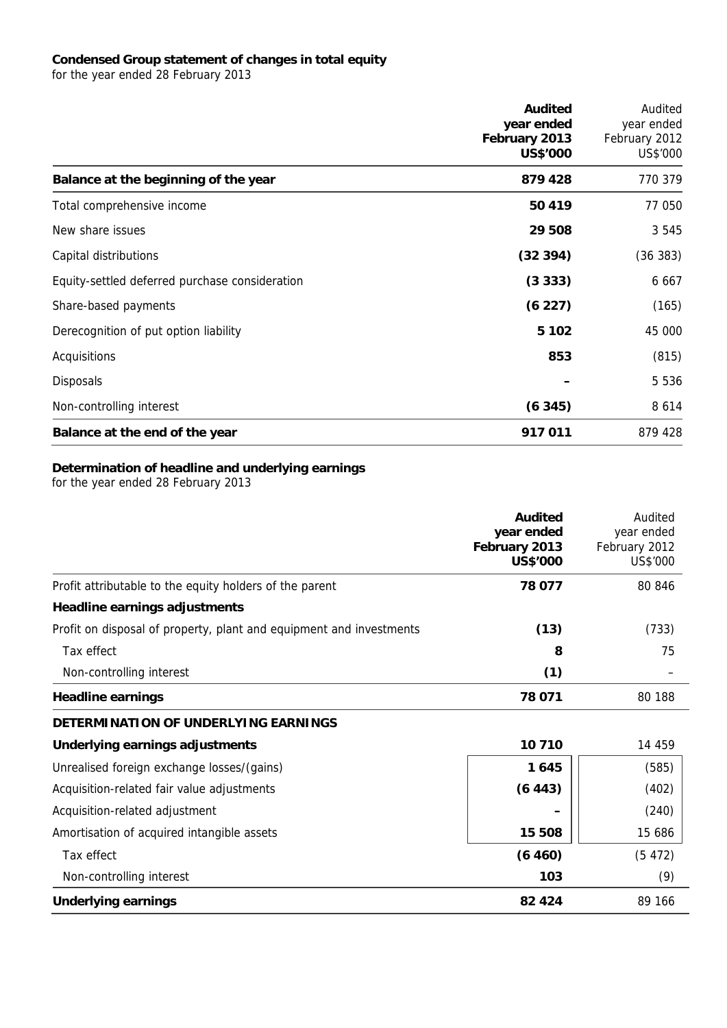**Condensed Group statement of changes in total equity**

for the year ended 28 February 2013

| | **Audited year ended February 2013 US$'000** | Audited year ended February 2012 US$'000 |
|---|---|---|
| **Balance at the beginning of the year** | **879 428** | 770 379 |
| Total comprehensive income | **50 419** | 77 050 |
| New share issues | **29 508** | 3 545 |
| Capital distributions | **(32 394)** | (36 383) |
| Equity-settled deferred purchase consideration | **(3 333)** | 6 667 |
| Share-based payments | **(6 227)** | (165) |
| Derecognition of put option liability | **5 102** | 45 000 |
| Acquisitions | **853** | (815) |
| Disposals | **–** | 5 536 |
| Non-controlling interest | **(6 345)** | 8 614 |
| **Balance at the end of the year** | **917 011** | 879 428 |

**Determination of headline and underlying earnings**

for the year ended 28 February 2013

| | **Audited year ended February 2013 US$'000** | Audited year ended February 2012 US$'000 |
|---|---|---|
| Profit attributable to the equity holders of the parent | **78 077** | 80 846 |
| **Headline earnings adjustments** | | |
| Profit on disposal of property, plant and equipment and investments | **(13)** | (733) |
| Tax effect | **8** | 75 |
| Non-controlling interest | **(1)** | – |
| **Headline earnings** | **78 071** | 80 188 |
| **DETERMINATION OF UNDERLYING EARNINGS** | | |
| **Underlying earnings adjustments** | **10 710** | 14 459 |
| Unrealised foreign exchange losses/(gains) | **1 645** | (585) |
| Acquisition-related fair value adjustments | **(6 443)** | (402) |
| Acquisition-related adjustment | **–** | (240) |
| Amortisation of acquired intangible assets | **15 508** | 15 686 |
| Tax effect | **(6 460)** | (5 472) |
| Non-controlling interest | **103** | (9) |
| **Underlying earnings** | **82 424** | 89 166 |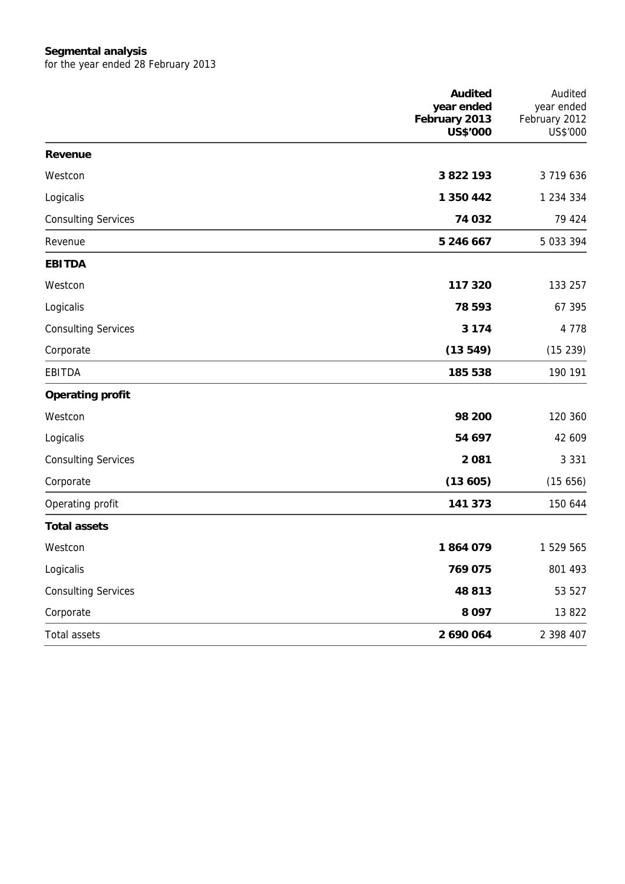**Segmental analysis**
for the year ended 28 February 2013

| | **Audited year ended February 2013 US$'000** | Audited year ended February 2012 US$'000 |
|---|---|---|
| **Revenue** | | |
| Westcon | **3 822 193** | 3 719 636 |
| Logicalis | **1 350 442** | 1 234 334 |
| Consulting Services | **74 032** | 79 424 |
| Revenue | **5 246 667** | 5 033 394 |
| **EBITDA** | | |
| Westcon | **117 320** | 133 257 |
| Logicalis | **78 593** | 67 395 |
| Consulting Services | **3 174** | 4 778 |
| Corporate | **(13 549)** | (15 239) |
| EBITDA | **185 538** | 190 191 |
| **Operating profit** | | |
| Westcon | **98 200** | 120 360 |
| Logicalis | **54 697** | 42 609 |
| Consulting Services | **2 081** | 3 331 |
| Corporate | **(13 605)** | (15 656) |
| Operating profit | **141 373** | 150 644 |
| **Total assets** | | |
| Westcon | **1 864 079** | 1 529 565 |
| Logicalis | **769 075** | 801 493 |
| Consulting Services | **48 813** | 53 527 |
| Corporate | **8 097** | 13 822 |
| Total assets | **2 690 064** | 2 398 407 |